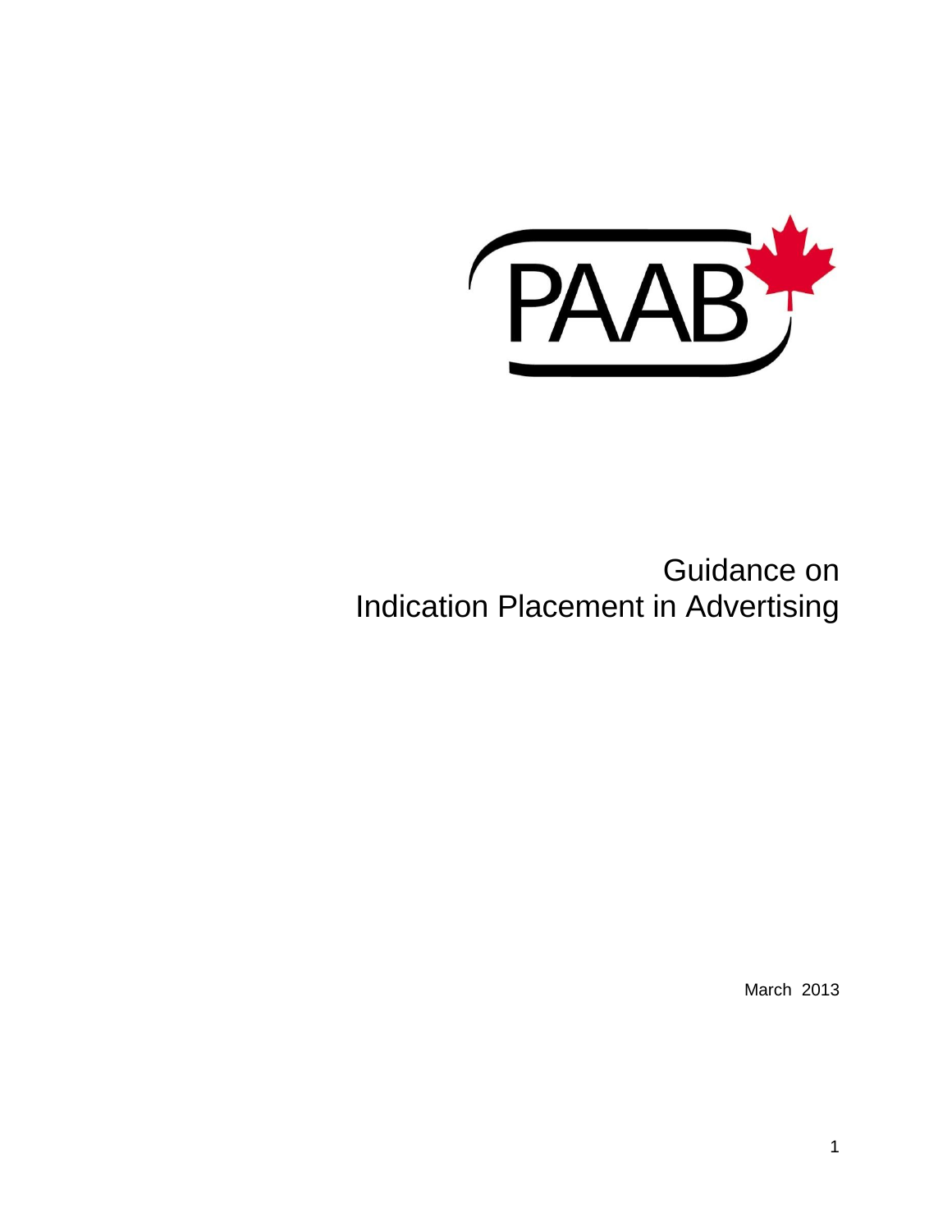PAAB

# Guidance on Indication Placement in Advertising

March 2013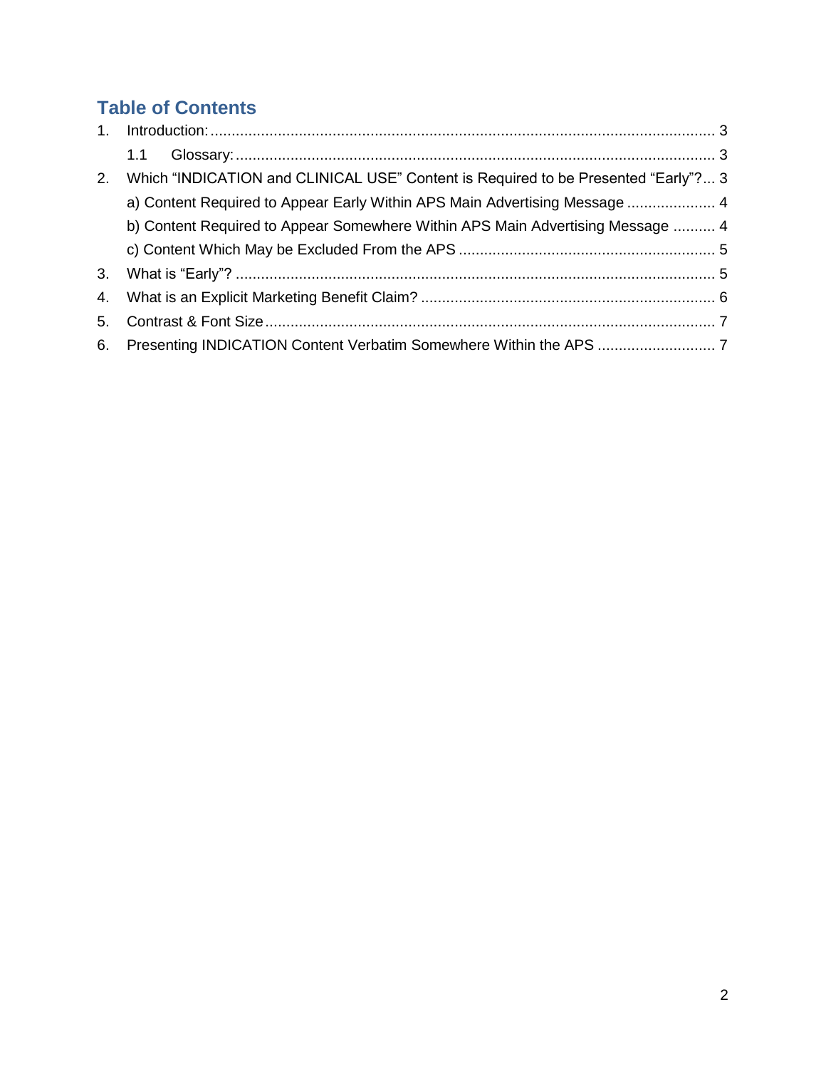## Table of Contents

1. Introduction: ........................................................................................................................ 3
   1.1 Glossary: .................................................................................................................. 3
2. Which “INDICATION and CLINICAL USE” Content is Required to be Presented “Early”? ... 3
   a) Content Required to Appear Early Within APS Main Advertising Message ..................... 4
   b) Content Required to Appear Somewhere Within APS Main Advertising Message .......... 4
   c) Content Which May be Excluded From the APS ............................................................. 5
3. What is “Early”? .................................................................................................................. 5
4. What is an Explicit Marketing Benefit Claim? ..................................................................... 6
5. Contrast & Font Size ........................................................................................................... 7
6. Presenting INDICATION Content Verbatim Somewhere Within the APS ............................ 7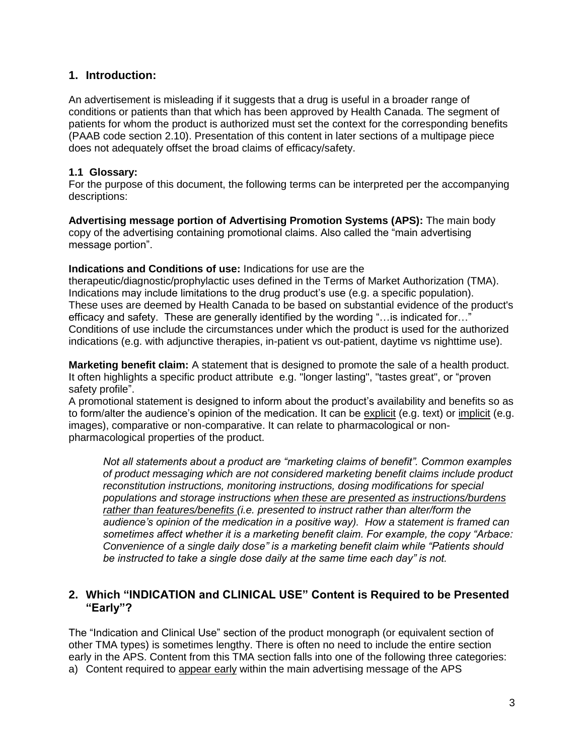## 1. Introduction:

An advertisement is misleading if it suggests that a drug is useful in a broader range of conditions or patients than that which has been approved by Health Canada. The segment of patients for whom the product is authorized must set the context for the corresponding benefits (PAAB code section 2.10). Presentation of this content in later sections of a multipage piece does not adequately offset the broad claims of efficacy/safety.

### 1.1 Glossary:

For the purpose of this document, the following terms can be interpreted per the accompanying descriptions:

**Advertising message portion of Advertising Promotion Systems (APS):** The main body copy of the advertising containing promotional claims. Also called the "main advertising message portion".

**Indications and Conditions of use:** Indications for use are the therapeutic/diagnostic/prophylactic uses defined in the Terms of Market Authorization (TMA). Indications may include limitations to the drug product's use (e.g. a specific population). These uses are deemed by Health Canada to be based on substantial evidence of the product's efficacy and safety. These are generally identified by the wording "…is indicated for…" Conditions of use include the circumstances under which the product is used for the authorized indications (e.g. with adjunctive therapies, in-patient vs out-patient, daytime vs nighttime use).

**Marketing benefit claim:** A statement that is designed to promote the sale of a health product. It often highlights a specific product attribute e.g. "longer lasting", "tastes great", or "proven safety profile".
A promotional statement is designed to inform about the product's availability and benefits so as to form/alter the audience's opinion of the medication. It can be <u>explicit</u> (e.g. text) or <u>implicit</u> (e.g. images), comparative or non-comparative. It can relate to pharmacological or non-pharmacological properties of the product.

> *Not all statements about a product are "marketing claims of benefit". Common examples of product messaging which are not considered marketing benefit claims include product reconstitution instructions, monitoring instructions, dosing modifications for special populations and storage instructions <u>when these are presented as instructions/burdens rather than features/benefits</u> (i.e. presented to instruct rather than alter/form the audience's opinion of the medication in a positive way). How a statement is framed can sometimes affect whether it is a marketing benefit claim. For example, the copy "Arbace: Convenience of a single daily dose" is a marketing benefit claim while "Patients should be instructed to take a single dose daily at the same time each day" is not.*

## 2. Which "INDICATION and CLINICAL USE" Content is Required to be Presented "Early"?

The "Indication and Clinical Use" section of the product monograph (or equivalent section of other TMA types) is sometimes lengthy. There is often no need to include the entire section early in the APS. Content from this TMA section falls into one of the following three categories:

a) Content required to <u>appear early</u> within the main advertising message of the APS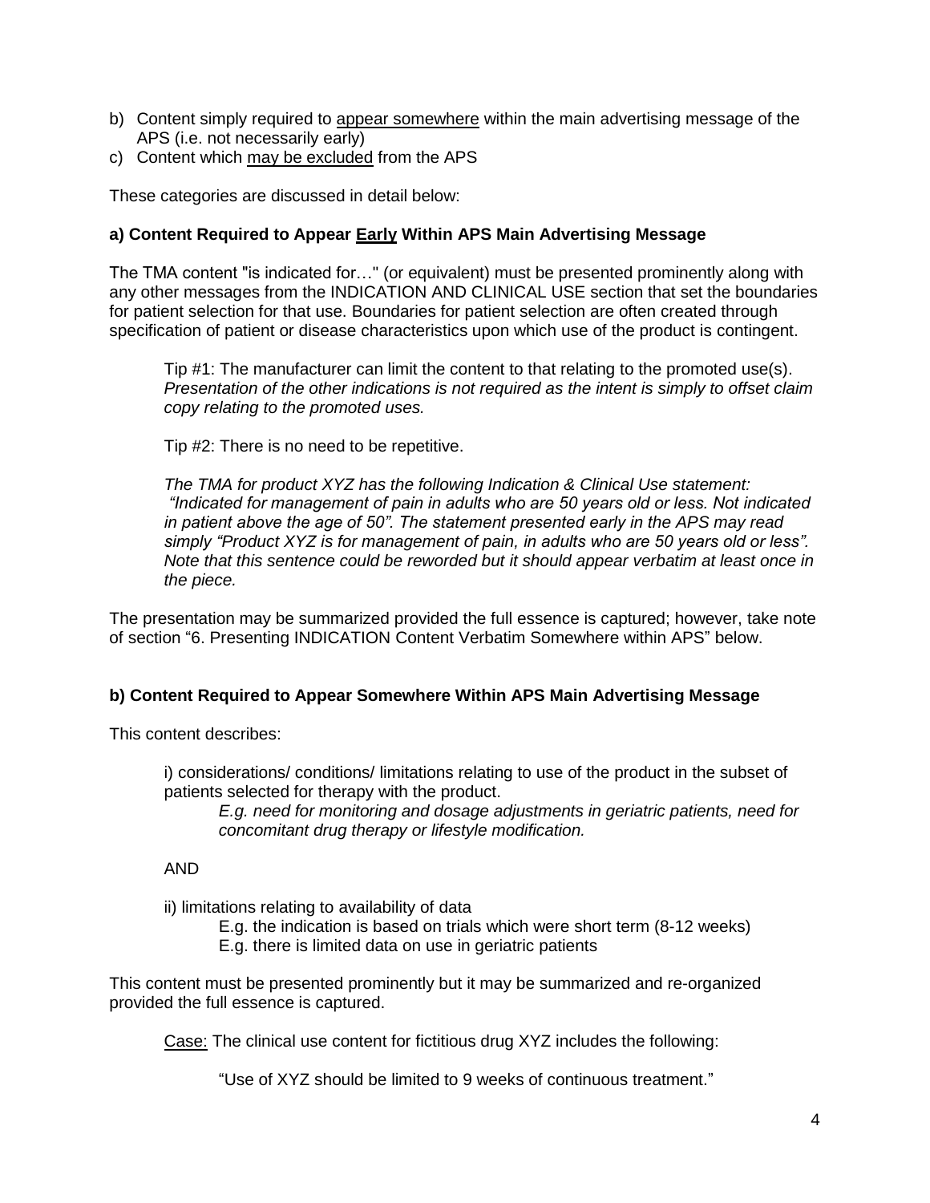b) Content simply required to <u>appear somewhere</u> within the main advertising message of the APS (i.e. not necessarily early)
c) Content which <u>may be excluded</u> from the APS

These categories are discussed in detail below:

### a) Content Required to Appear <u>Early</u> Within APS Main Advertising Message

The TMA content "is indicated for…" (or equivalent) must be presented prominently along with any other messages from the INDICATION AND CLINICAL USE section that set the boundaries for patient selection for that use. Boundaries for patient selection are often created through specification of patient or disease characteristics upon which use of the product is contingent.

> Tip #1: The manufacturer can limit the content to that relating to the promoted use(s). *Presentation of the other indications is not required as the intent is simply to offset claim copy relating to the promoted uses.*
>
> Tip #2: There is no need to be repetitive.
>
> *The TMA for product XYZ has the following Indication & Clinical Use statement: "Indicated for management of pain in adults who are 50 years old or less. Not indicated in patient above the age of 50". The statement presented early in the APS may read simply "Product XYZ is for management of pain, in adults who are 50 years old or less". Note that this sentence could be reworded but it should appear verbatim at least once in the piece.*

The presentation may be summarized provided the full essence is captured; however, take note of section "6. Presenting INDICATION Content Verbatim Somewhere within APS" below.

### b) Content Required to Appear Somewhere Within APS Main Advertising Message

This content describes:

> i) considerations/ conditions/ limitations relating to use of the product in the subset of patients selected for therapy with the product.
>
> > *E.g. need for monitoring and dosage adjustments in geriatric patients, need for concomitant drug therapy or lifestyle modification.*
>
> AND
>
> ii) limitations relating to availability of data
>
> > E.g. the indication is based on trials which were short term (8-12 weeks)
> > E.g. there is limited data on use in geriatric patients

This content must be presented prominently but it may be summarized and re-organized provided the full essence is captured.

> <u>Case:</u> The clinical use content for fictitious drug XYZ includes the following:
>
> > "Use of XYZ should be limited to 9 weeks of continuous treatment."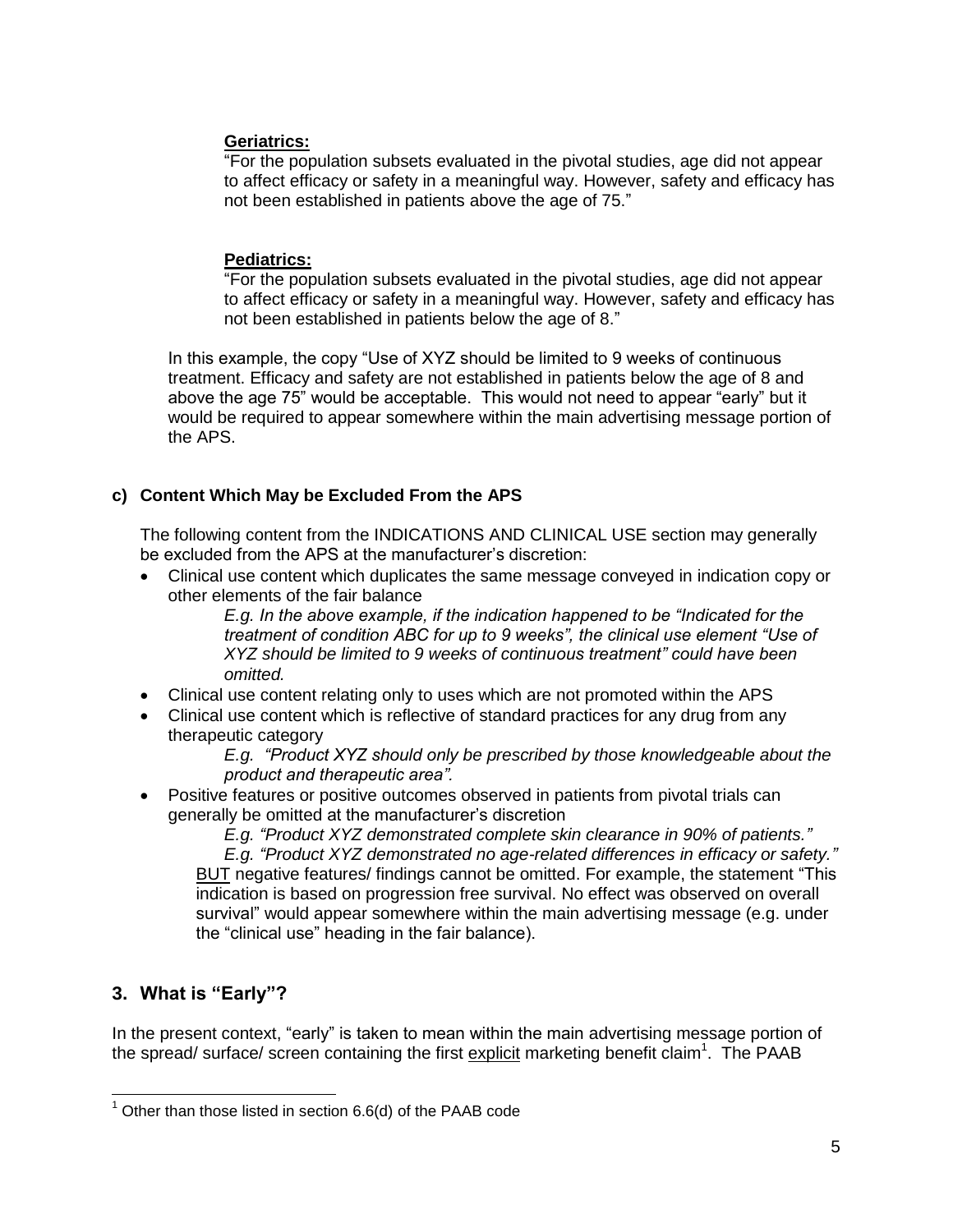**Geriatrics:**

"For the population subsets evaluated in the pivotal studies, age did not appear to affect efficacy or safety in a meaningful way. However, safety and efficacy has not been established in patients above the age of 75."

**Pediatrics:**

"For the population subsets evaluated in the pivotal studies, age did not appear to affect efficacy or safety in a meaningful way. However, safety and efficacy has not been established in patients below the age of 8."

In this example, the copy "Use of XYZ should be limited to 9 weeks of continuous treatment. Efficacy and safety are not established in patients below the age of 8 and above the age 75" would be acceptable. This would not need to appear "early" but it would be required to appear somewhere within the main advertising message portion of the APS.

**c) Content Which May be Excluded From the APS**

The following content from the INDICATIONS AND CLINICAL USE section may generally be excluded from the APS at the manufacturer's discretion:

- Clinical use content which duplicates the same message conveyed in indication copy or other elements of the fair balance

  *E.g. In the above example, if the indication happened to be "Indicated for the treatment of condition ABC for up to 9 weeks", the clinical use element "Use of XYZ should be limited to 9 weeks of continuous treatment" could have been omitted.*

- Clinical use content relating only to uses which are not promoted within the APS
- Clinical use content which is reflective of standard practices for any drug from any therapeutic category

  *E.g. "Product XYZ should only be prescribed by those knowledgeable about the product and therapeutic area".*

- Positive features or positive outcomes observed in patients from pivotal trials can generally be omitted at the manufacturer's discretion

  *E.g. "Product XYZ demonstrated complete skin clearance in 90% of patients."*

  *E.g. "Product XYZ demonstrated no age-related differences in efficacy or safety."*

  BUT negative features/ findings cannot be omitted. For example, the statement "This indication is based on progression free survival. No effect was observed on overall survival" would appear somewhere within the main advertising message (e.g. under the "clinical use" heading in the fair balance).

## 3. What is "Early"?

In the present context, "early" is taken to mean within the main advertising message portion of the spread/ surface/ screen containing the first explicit marketing benefit claim[1]. The PAAB

[1] Other than those listed in section 6.6(d) of the PAAB code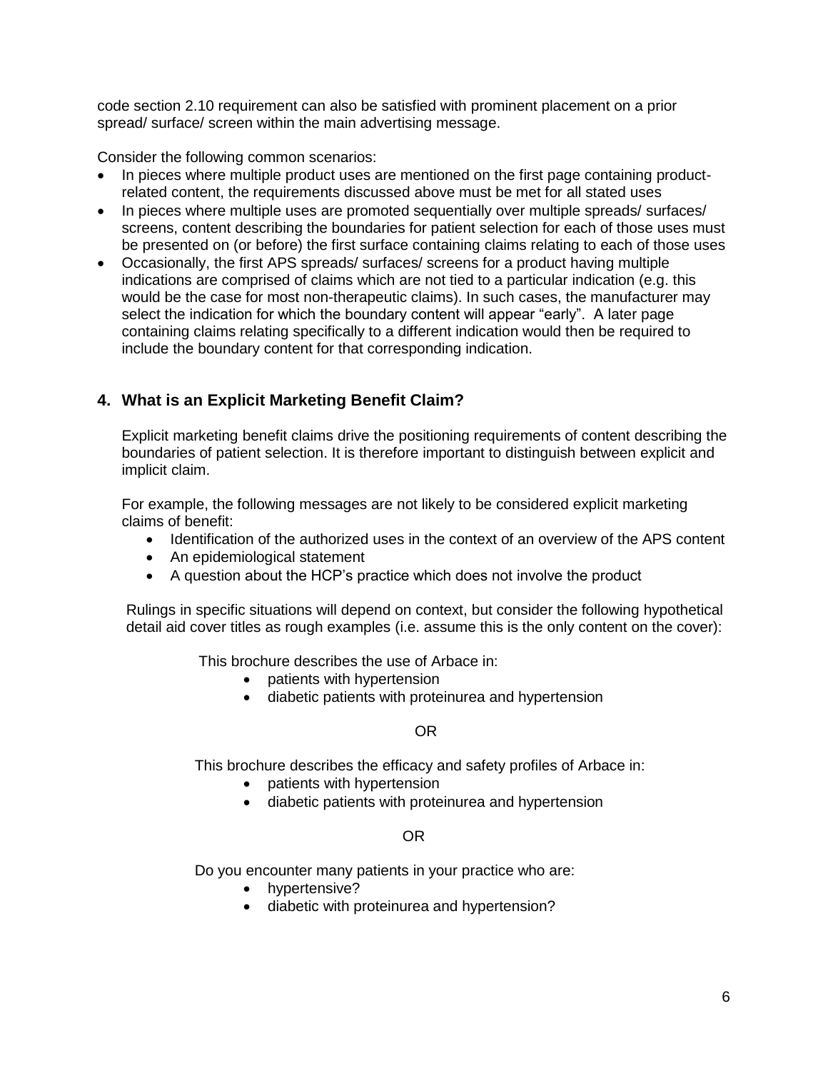code section 2.10 requirement can also be satisfied with prominent placement on a prior spread/ surface/ screen within the main advertising message.

Consider the following common scenarios:

- In pieces where multiple product uses are mentioned on the first page containing product-related content, the requirements discussed above must be met for all stated uses
- In pieces where multiple uses are promoted sequentially over multiple spreads/ surfaces/ screens, content describing the boundaries for patient selection for each of those uses must be presented on (or before) the first surface containing claims relating to each of those uses
- Occasionally, the first APS spreads/ surfaces/ screens for a product having multiple indications are comprised of claims which are not tied to a particular indication (e.g. this would be the case for most non-therapeutic claims). In such cases, the manufacturer may select the indication for which the boundary content will appear "early". A later page containing claims relating specifically to a different indication would then be required to include the boundary content for that corresponding indication.

## 4. What is an Explicit Marketing Benefit Claim?

Explicit marketing benefit claims drive the positioning requirements of content describing the boundaries of patient selection. It is therefore important to distinguish between explicit and implicit claim.

For example, the following messages are not likely to be considered explicit marketing claims of benefit:

- Identification of the authorized uses in the context of an overview of the APS content
- An epidemiological statement
- A question about the HCP's practice which does not involve the product

Rulings in specific situations will depend on context, but consider the following hypothetical detail aid cover titles as rough examples (i.e. assume this is the only content on the cover):

This brochure describes the use of Arbace in:

- patients with hypertension
- diabetic patients with proteinurea and hypertension

OR

This brochure describes the efficacy and safety profiles of Arbace in:

- patients with hypertension
- diabetic patients with proteinurea and hypertension

OR

Do you encounter many patients in your practice who are:

- hypertensive?
- diabetic with proteinurea and hypertension?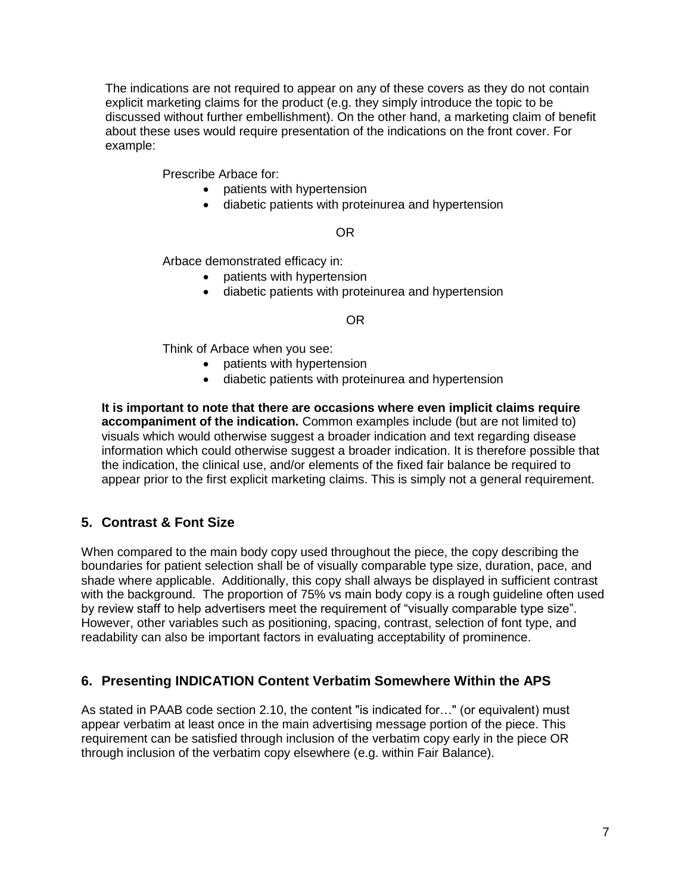The indications are not required to appear on any of these covers as they do not contain explicit marketing claims for the product (e.g. they simply introduce the topic to be discussed without further embellishment). On the other hand, a marketing claim of benefit about these uses would require presentation of the indications on the front cover. For example:

Prescribe Arbace for:

- patients with hypertension
- diabetic patients with proteinurea and hypertension

OR

Arbace demonstrated efficacy in:

- patients with hypertension
- diabetic patients with proteinurea and hypertension

OR

Think of Arbace when you see:

- patients with hypertension
- diabetic patients with proteinurea and hypertension

**It is important to note that there are occasions where even implicit claims require accompaniment of the indication.** Common examples include (but are not limited to) visuals which would otherwise suggest a broader indication and text regarding disease information which could otherwise suggest a broader indication. It is therefore possible that the indication, the clinical use, and/or elements of the fixed fair balance be required to appear prior to the first explicit marketing claims. This is simply not a general requirement.

## 5. Contrast & Font Size

When compared to the main body copy used throughout the piece, the copy describing the boundaries for patient selection shall be of visually comparable type size, duration, pace, and shade where applicable. Additionally, this copy shall always be displayed in sufficient contrast with the background. The proportion of 75% vs main body copy is a rough guideline often used by review staff to help advertisers meet the requirement of "visually comparable type size". However, other variables such as positioning, spacing, contrast, selection of font type, and readability can also be important factors in evaluating acceptability of prominence.

## 6. Presenting INDICATION Content Verbatim Somewhere Within the APS

As stated in PAAB code section 2.10, the content "is indicated for…" (or equivalent) must appear verbatim at least once in the main advertising message portion of the piece. This requirement can be satisfied through inclusion of the verbatim copy early in the piece OR through inclusion of the verbatim copy elsewhere (e.g. within Fair Balance).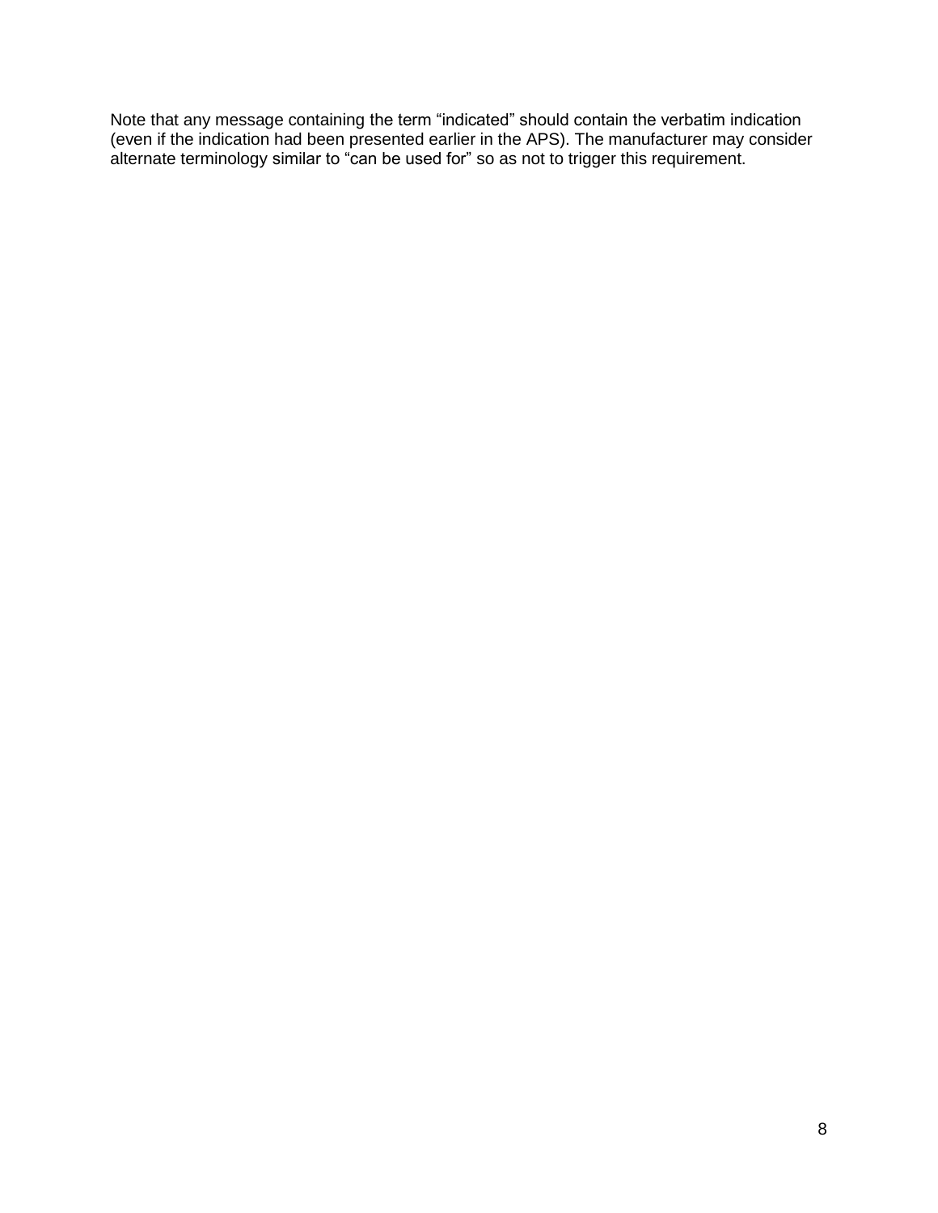Note that any message containing the term “indicated” should contain the verbatim indication (even if the indication had been presented earlier in the APS). The manufacturer may consider alternate terminology similar to “can be used for” so as not to trigger this requirement.